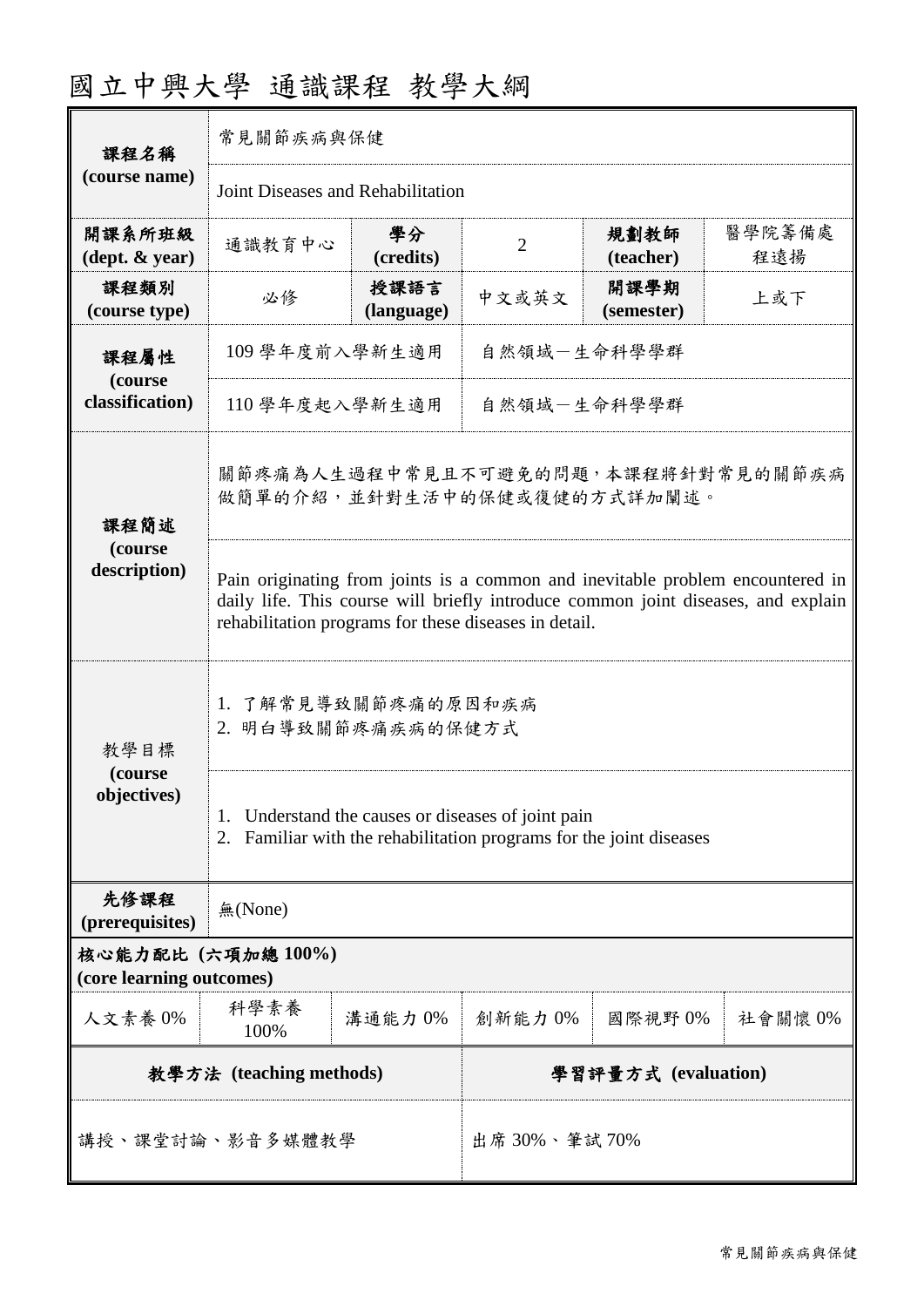# 國立中興大學 通識課程 教學大綱

| | | | | | |
|---|---|---|---|---|---|
| **課程名稱 (course name)** | 常見關節疾病與保健 | | | | |
| | Joint Diseases and Rehabilitation | | | | |
| **開課系所班級 (dept. & year)** | 通識教育中心 | **學分 (credits)** | 2 | **規劃教師 (teacher)** | 醫學院籌備處 程遠揚 |
| **課程類別 (course type)** | 必修 | **授課語言 (language)** | 中文或英文 | **開課學期 (semester)** | 上或下 |
| **課程屬性 (course classification)** | 109 學年度前入學新生適用 | 自然領域－生命科學學群 | | | |
| | 110 學年度起入學新生適用 | 自然領域－生命科學學群 | | | |
| **課程簡述 (course description)** | 關節疼痛為人生過程中常見且不可避免的問題，本課程將針對常見的關節疾病做簡單的介紹，並針對生活中的保健或復健的方式詳加闡述。 | | | | |
| | Pain originating from joints is a common and inevitable problem encountered in daily life. This course will briefly introduce common joint diseases, and explain rehabilitation programs for these diseases in detail. | | | | |
| 教學目標 **(course objectives)** | 1. 了解常見導致關節疼痛的原因和疾病<br>2. 明白導致關節疼痛疾病的保健方式 | | | | |
| | 1. Understand the causes or diseases of joint pain<br>2. Familiar with the rehabilitation programs for the joint diseases | | | | |
| **先修課程 (prerequisites)** | 無(None) | | | | |

**核心能力配比 (六項加總 100%)**
**(core learning outcomes)**

| 人文素養 | 科學素養 | 溝通能力 | 創新能力 | 國際視野 | 社會關懷 |
|---|---|---|---|---|---|
| 0% | 100% | 0% | 0% | 0% | 0% |

| **教學方法 (teaching methods)** | **學習評量方式 (evaluation)** |
|---|---|
| 講授、課堂討論、影音多媒體教學 | 出席 30%、筆試 70% |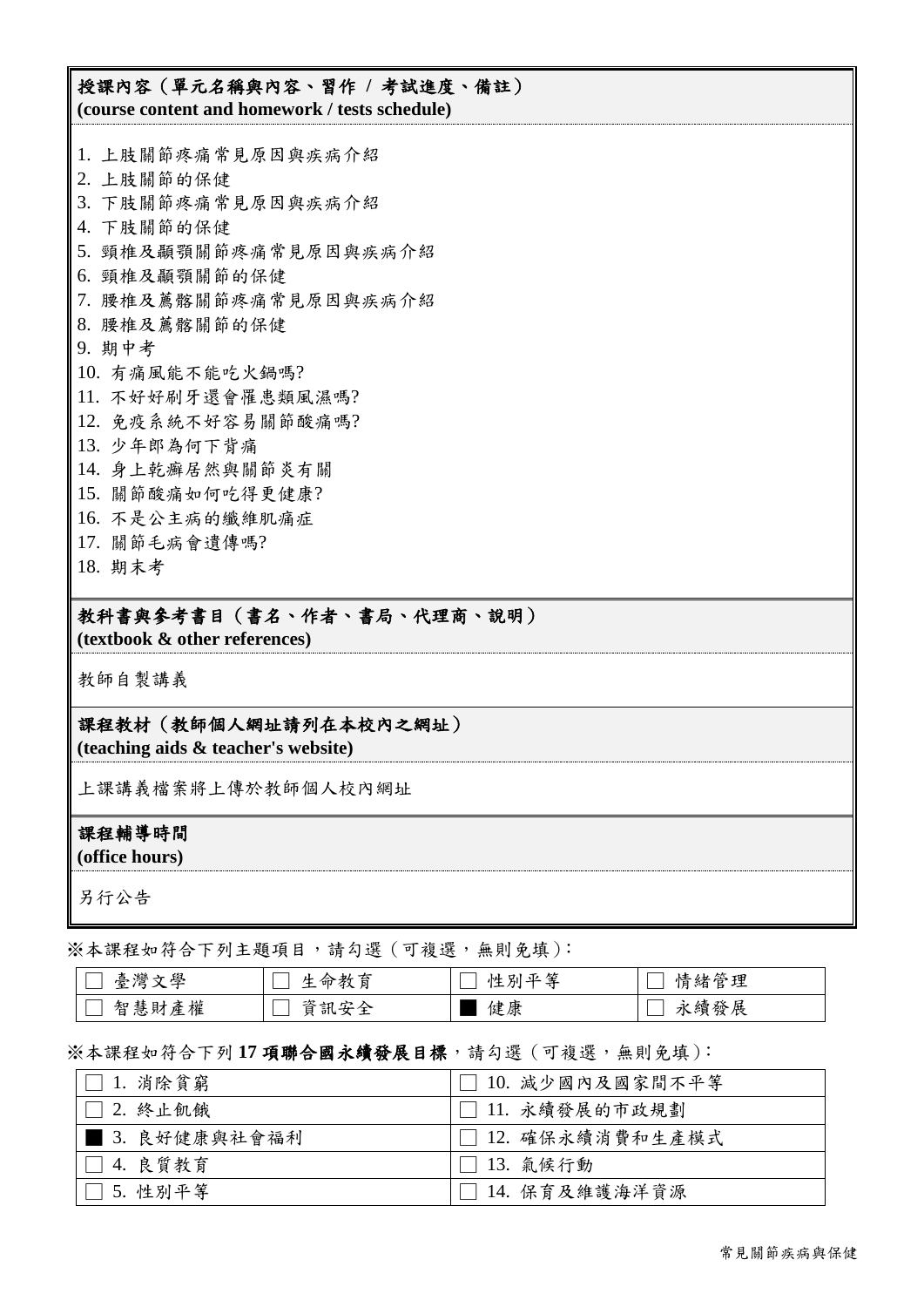## 授課內容（單元名稱與內容、習作 / 考試進度、備註）
**(course content and homework / tests schedule)**

1. 上肢關節疼痛常見原因與疾病介紹
2. 上肢關節的保健
3. 下肢關節疼痛常見原因與疾病介紹
4. 下肢關節的保健
5. 頸椎及顳顎關節疼痛常見原因與疾病介紹
6. 頸椎及顳顎關節的保健
7. 腰椎及薦髂關節疼痛常見原因與疾病介紹
8. 腰椎及薦髂關節的保健
9. 期中考
10. 有痛風能不能吃火鍋嗎?
11. 不好好刷牙還會罹患類風濕嗎?
12. 免疫系統不好容易關節酸痛嗎?
13. 少年郎為何下背痛
14. 身上乾癬居然與關節炎有關
15. 關節酸痛如何吃得更健康?
16. 不是公主病的纖維肌痛症
17. 關節毛病會遺傳嗎?
18. 期末考

## 教科書與參考書目（書名、作者、書局、代理商、說明）
**(textbook & other references)**

教師自製講義

## 課程教材（教師個人網址請列在本校內之網址）
**(teaching aids & teacher's website)**

上課講義檔案將上傳於教師個人校內網址

## 課程輔導時間
**(office hours)**

另行公告

※本課程如符合下列主題項目，請勾選（可複選，無則免填）:

| | | | |
|---|---|---|---|
| ☐ 臺灣文學 | ☐ 生命教育 | ☐ 性別平等 | ☐ 情緒管理 |
| ☐ 智慧財產權 | ☐ 資訊安全 | ■ 健康 | ☐ 永續發展 |

※本課程如符合下列 **17 項聯合國永續發展目標**，請勾選（可複選，無則免填）:

| | |
|---|---|
| ☐ 1. 消除貧窮 | ☐ 10. 減少國內及國家間不平等 |
| ☐ 2. 終止飢餓 | ☐ 11. 永續發展的市政規劃 |
| ■ 3. 良好健康與社會福利 | ☐ 12. 確保永續消費和生產模式 |
| ☐ 4. 良質教育 | ☐ 13. 氣候行動 |
| ☐ 5. 性別平等 | ☐ 14. 保育及維護海洋資源 |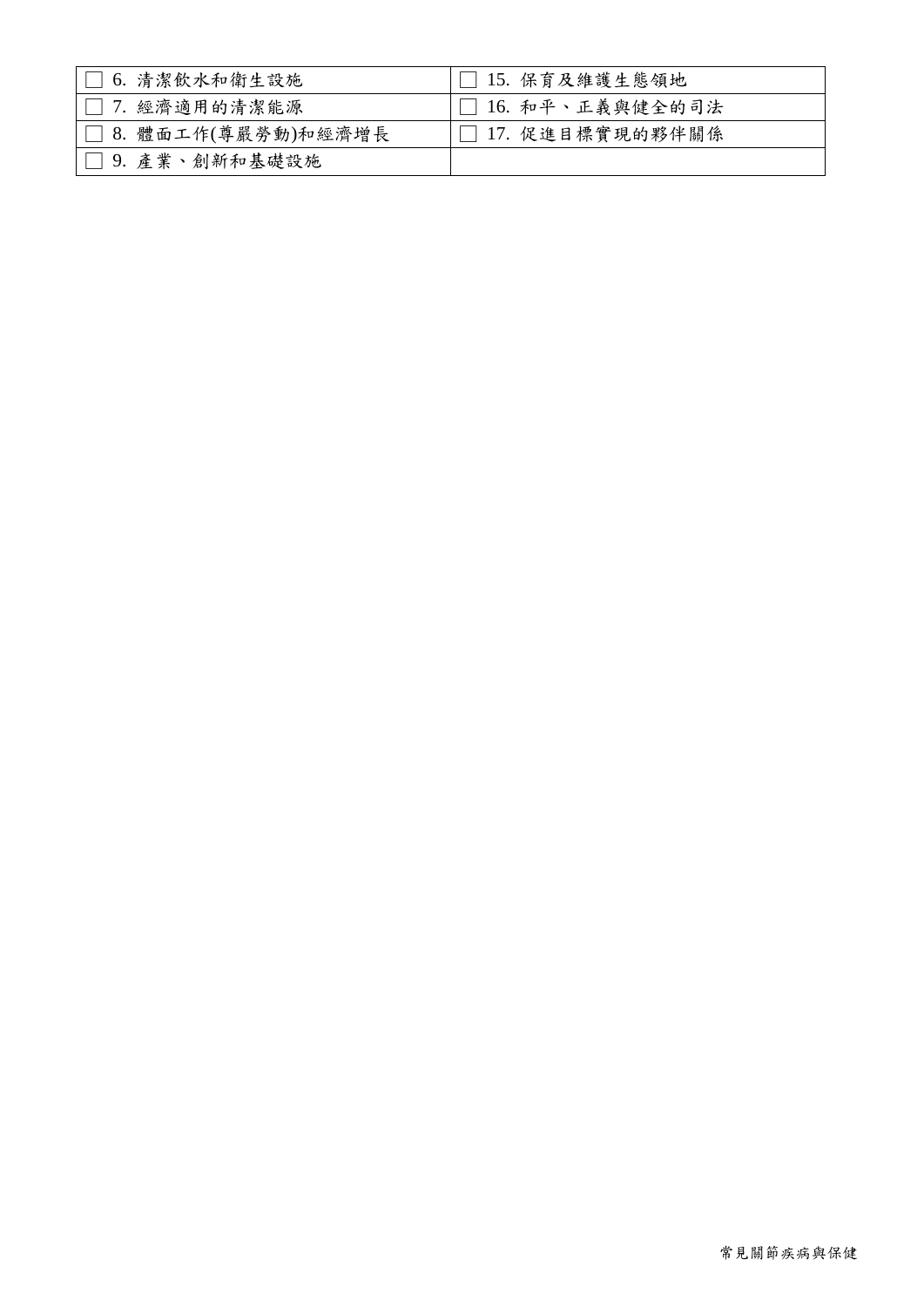| | |
|---|---|
| □ 6. 清潔飲水和衛生設施 | □ 15. 保育及維護生態領地 |
| □ 7. 經濟適用的清潔能源 | □ 16. 和平、正義與健全的司法 |
| □ 8. 體面工作(尊嚴勞動)和經濟增長 | □ 17. 促進目標實現的夥伴關係 |
| □ 9. 產業、創新和基礎設施 | |